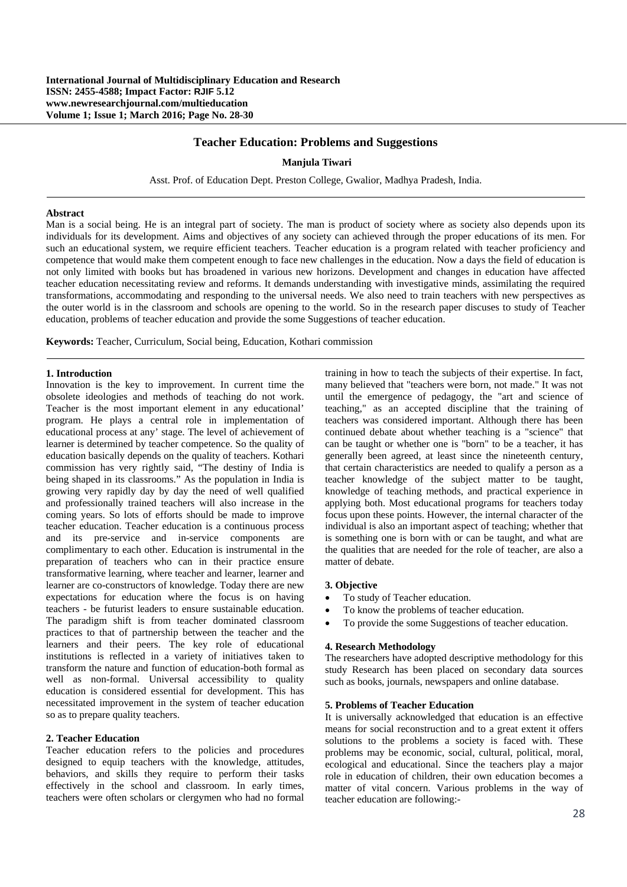International Journal of Multidisciplinary Education and Research
ISSN: 2455-4588; Impact Factor: RJIF 5.12
www.newresearchjournal.com/multieducation
Volume 1; Issue 1; March 2016; Page No. 28-30

# Teacher Education: Problems and Suggestions

**Manjula Tiwari**

Asst. Prof. of Education Dept. Preston College, Gwalior, Madhya Pradesh, India.

**Abstract**

Man is a social being. He is an integral part of society. The man is product of society where as society also depends upon its individuals for its development. Aims and objectives of any society can achieved through the proper educations of its men. For such an educational system, we require efficient teachers. Teacher education is a program related with teacher proficiency and competence that would make them competent enough to face new challenges in the education. Now a days the field of education is not only limited with books but has broadened in various new horizons. Development and changes in education have affected teacher education necessitating review and reforms. It demands understanding with investigative minds, assimilating the required transformations, accommodating and responding to the universal needs. We also need to train teachers with new perspectives as the outer world is in the classroom and schools are opening to the world. So in the research paper discuses to study of Teacher education, problems of teacher education and provide the some Suggestions of teacher education.

**Keywords:** Teacher, Curriculum, Social being, Education, Kothari commission

## 1. Introduction

Innovation is the key to improvement. In current time the obsolete ideologies and methods of teaching do not work. Teacher is the most important element in any educational' program. He plays a central role in implementation of educational process at any' stage. The level of achievement of learner is determined by teacher competence. So the quality of education basically depends on the quality of teachers. Kothari commission has very rightly said, "The destiny of India is being shaped in its classrooms." As the population in India is growing very rapidly day by day the need of well qualified and professionally trained teachers will also increase in the coming years. So lots of efforts should be made to improve teacher education. Teacher education is a continuous process and its pre-service and in-service components are complimentary to each other. Education is instrumental in the preparation of teachers who can in their practice ensure transformative learning, where teacher and learner, learner and learner are co-constructors of knowledge. Today there are new expectations for education where the focus is on having teachers - be futurist leaders to ensure sustainable education. The paradigm shift is from teacher dominated classroom practices to that of partnership between the teacher and the learners and their peers. The key role of educational institutions is reflected in a variety of initiatives taken to transform the nature and function of education-both formal as well as non-formal. Universal accessibility to quality education is considered essential for development. This has necessitated improvement in the system of teacher education so as to prepare quality teachers.

## 2. Teacher Education

Teacher education refers to the policies and procedures designed to equip teachers with the knowledge, attitudes, behaviors, and skills they require to perform their tasks effectively in the school and classroom. In early times, teachers were often scholars or clergymen who had no formal training in how to teach the subjects of their expertise. In fact, many believed that "teachers were born, not made." It was not until the emergence of pedagogy, the "art and science of teaching," as an accepted discipline that the training of teachers was considered important. Although there has been continued debate about whether teaching is a "science" that can be taught or whether one is "born" to be a teacher, it has generally been agreed, at least since the nineteenth century, that certain characteristics are needed to qualify a person as a teacher knowledge of the subject matter to be taught, knowledge of teaching methods, and practical experience in applying both. Most educational programs for teachers today focus upon these points. However, the internal character of the individual is also an important aspect of teaching; whether that is something one is born with or can be taught, and what are the qualities that are needed for the role of teacher, are also a matter of debate.

## 3. Objective

- To study of Teacher education.
- To know the problems of teacher education.
- To provide the some Suggestions of teacher education.

## 4. Research Methodology

The researchers have adopted descriptive methodology for this study Research has been placed on secondary data sources such as books, journals, newspapers and online database.

## 5. Problems of Teacher Education

It is universally acknowledged that education is an effective means for social reconstruction and to a great extent it offers solutions to the problems a society is faced with. These problems may be economic, social, cultural, political, moral, ecological and educational. Since the teachers play a major role in education of children, their own education becomes a matter of vital concern. Various problems in the way of teacher education are following:-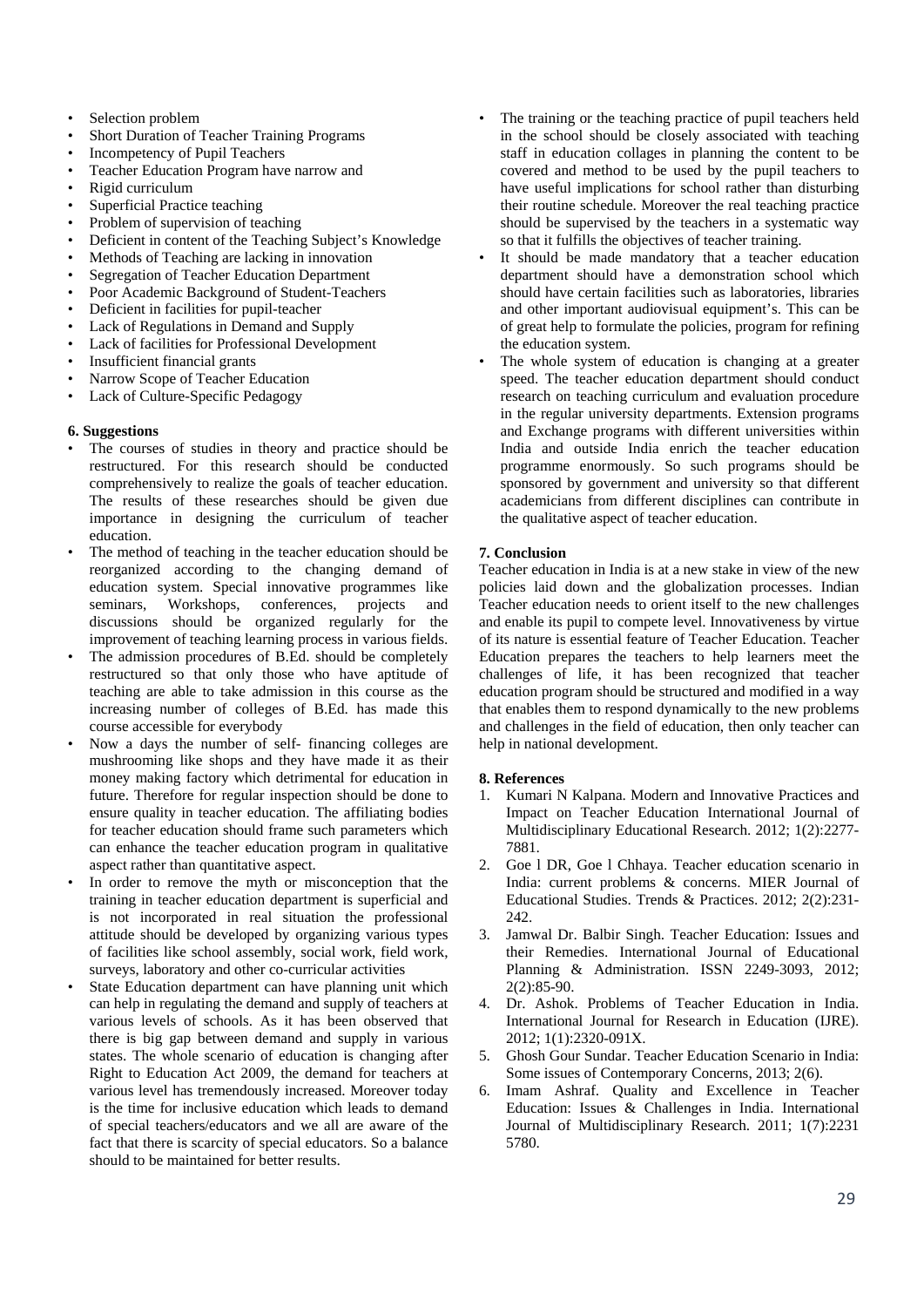- Selection problem
- Short Duration of Teacher Training Programs
- Incompetency of Pupil Teachers
- Teacher Education Program have narrow and
- Rigid curriculum
- Superficial Practice teaching
- Problem of supervision of teaching
- Deficient in content of the Teaching Subject's Knowledge
- Methods of Teaching are lacking in innovation
- Segregation of Teacher Education Department
- Poor Academic Background of Student-Teachers
- Deficient in facilities for pupil-teacher
- Lack of Regulations in Demand and Supply
- Lack of facilities for Professional Development
- Insufficient financial grants
- Narrow Scope of Teacher Education
- Lack of Culture-Specific Pedagogy

**6. Suggestions**

- The courses of studies in theory and practice should be restructured. For this research should be conducted comprehensively to realize the goals of teacher education. The results of these researches should be given due importance in designing the curriculum of teacher education.
- The method of teaching in the teacher education should be reorganized according to the changing demand of education system. Special innovative programmes like seminars, Workshops, conferences, projects and discussions should be organized regularly for the improvement of teaching learning process in various fields.
- The admission procedures of B.Ed. should be completely restructured so that only those who have aptitude of teaching are able to take admission in this course as the increasing number of colleges of B.Ed. has made this course accessible for everybody
- Now a days the number of self- financing colleges are mushrooming like shops and they have made it as their money making factory which detrimental for education in future. Therefore for regular inspection should be done to ensure quality in teacher education. The affiliating bodies for teacher education should frame such parameters which can enhance the teacher education program in qualitative aspect rather than quantitative aspect.
- In order to remove the myth or misconception that the training in teacher education department is superficial and is not incorporated in real situation the professional attitude should be developed by organizing various types of facilities like school assembly, social work, field work, surveys, laboratory and other co-curricular activities
- State Education department can have planning unit which can help in regulating the demand and supply of teachers at various levels of schools. As it has been observed that there is big gap between demand and supply in various states. The whole scenario of education is changing after Right to Education Act 2009, the demand for teachers at various level has tremendously increased. Moreover today is the time for inclusive education which leads to demand of special teachers/educators and we all are aware of the fact that there is scarcity of special educators. So a balance should to be maintained for better results.
- The training or the teaching practice of pupil teachers held in the school should be closely associated with teaching staff in education collages in planning the content to be covered and method to be used by the pupil teachers to have useful implications for school rather than disturbing their routine schedule. Moreover the real teaching practice should be supervised by the teachers in a systematic way so that it fulfills the objectives of teacher training.
- It should be made mandatory that a teacher education department should have a demonstration school which should have certain facilities such as laboratories, libraries and other important audiovisual equipment's. This can be of great help to formulate the policies, program for refining the education system.
- The whole system of education is changing at a greater speed. The teacher education department should conduct research on teaching curriculum and evaluation procedure in the regular university departments. Extension programs and Exchange programs with different universities within India and outside India enrich the teacher education programme enormously. So such programs should be sponsored by government and university so that different academicians from different disciplines can contribute in the qualitative aspect of teacher education.

**7. Conclusion**

Teacher education in India is at a new stake in view of the new policies laid down and the globalization processes. Indian Teacher education needs to orient itself to the new challenges and enable its pupil to compete level. Innovativeness by virtue of its nature is essential feature of Teacher Education. Teacher Education prepares the teachers to help learners meet the challenges of life, it has been recognized that teacher education program should be structured and modified in a way that enables them to respond dynamically to the new problems and challenges in the field of education, then only teacher can help in national development.

**8. References**

1. Kumari N Kalpana. Modern and Innovative Practices and Impact on Teacher Education International Journal of Multidisciplinary Educational Research. 2012; 1(2):2277-7881.
2. Goe l DR, Goe l Chhaya. Teacher education scenario in India: current problems & concerns. MIER Journal of Educational Studies. Trends & Practices. 2012; 2(2):231-242.
3. Jamwal Dr. Balbir Singh. Teacher Education: Issues and their Remedies. International Journal of Educational Planning & Administration. ISSN 2249-3093, 2012; 2(2):85-90.
4. Dr. Ashok. Problems of Teacher Education in India. International Journal for Research in Education (IJRE). 2012; 1(1):2320-091X.
5. Ghosh Gour Sundar. Teacher Education Scenario in India: Some issues of Contemporary Concerns, 2013; 2(6).
6. Imam Ashraf. Quality and Excellence in Teacher Education: Issues & Challenges in India. International Journal of Multidisciplinary Research. 2011; 1(7):2231 5780.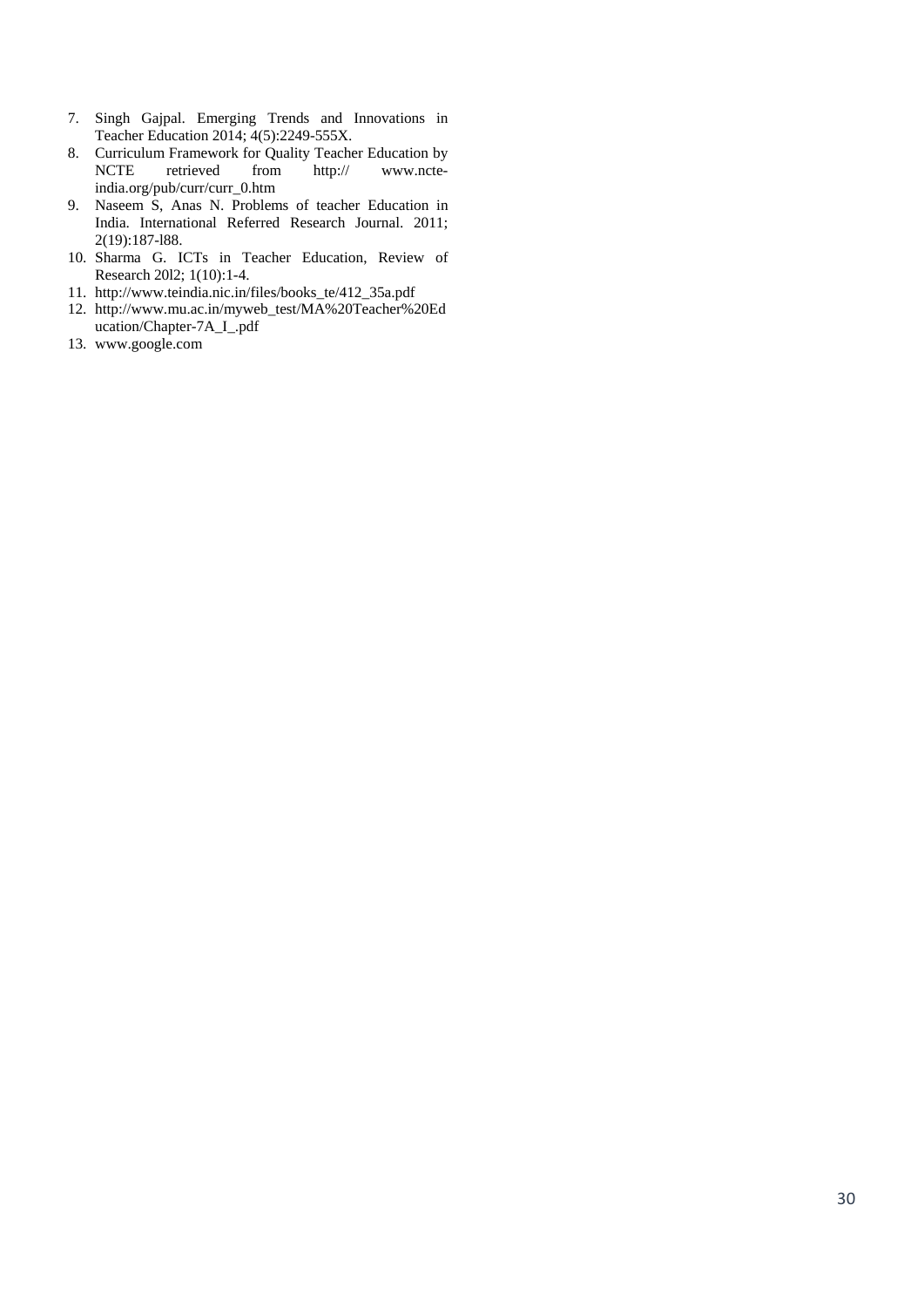7. Singh Gajpal. Emerging Trends and Innovations in Teacher Education 2014; 4(5):2249-555X.
8. Curriculum Framework for Quality Teacher Education by NCTE retrieved from http:// www.ncte-india.org/pub/curr/curr_0.htm
9. Naseem S, Anas N. Problems of teacher Education in India. International Referred Research Journal. 2011; 2(19):187-l88.
10. Sharma G. ICTs in Teacher Education, Review of Research 20l2; 1(10):1-4.
11. http://www.teindia.nic.in/files/books_te/412_35a.pdf
12. http://www.mu.ac.in/myweb_test/MA%20Teacher%20Education/Chapter-7A_I_.pdf
13. www.google.com